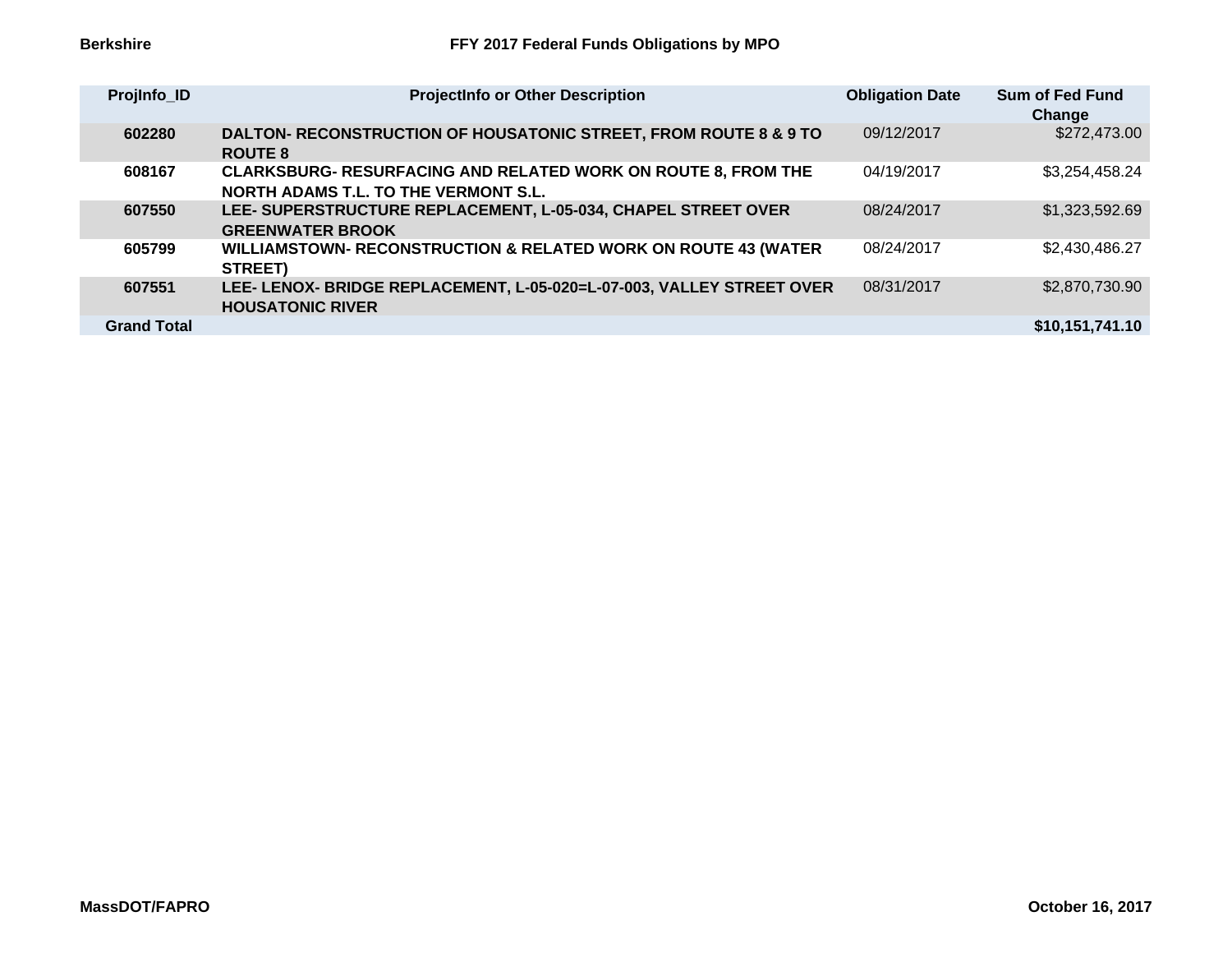**Berkshire**

# FFY 2017 Federal Funds Obligations by MPO

| ProjInfo_ID | ProjectInfo or Other Description | Obligation Date | Sum of Fed Fund Change |
|---|---|---|---|
| 602280 | DALTON- RECONSTRUCTION OF HOUSATONIC STREET, FROM ROUTE 8 & 9 TO ROUTE 8 | 09/12/2017 | $272,473.00 |
| 608167 | CLARKSBURG- RESURFACING AND RELATED WORK ON ROUTE 8, FROM THE NORTH ADAMS T.L. TO THE VERMONT S.L. | 04/19/2017 | $3,254,458.24 |
| 607550 | LEE- SUPERSTRUCTURE REPLACEMENT, L-05-034, CHAPEL STREET OVER GREENWATER BROOK | 08/24/2017 | $1,323,592.69 |
| 605799 | WILLIAMSTOWN- RECONSTRUCTION & RELATED WORK ON ROUTE 43 (WATER STREET) | 08/24/2017 | $2,430,486.27 |
| 607551 | LEE- LENOX- BRIDGE REPLACEMENT, L-05-020=L-07-003, VALLEY STREET OVER HOUSATONIC RIVER | 08/31/2017 | $2,870,730.90 |
| **Grand Total** | | | **$10,151,741.10** |

MassDOT/FAPRO

October 16, 2017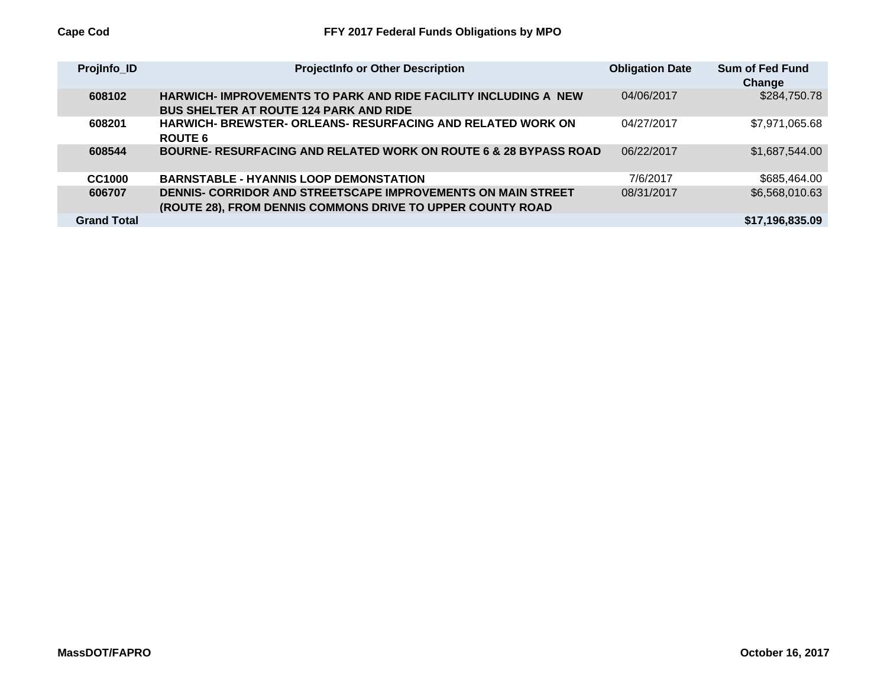**Cape Cod** **FFY 2017 Federal Funds Obligations by MPO**

| ProjInfo_ID | ProjectInfo or Other Description | Obligation Date | Sum of Fed Fund Change |
|---|---|---|---|
| 608102 | HARWICH- IMPROVEMENTS TO PARK AND RIDE FACILITY INCLUDING A NEW BUS SHELTER AT ROUTE 124 PARK AND RIDE | 04/06/2017 | $284,750.78 |
| 608201 | HARWICH- BREWSTER- ORLEANS- RESURFACING AND RELATED WORK ON ROUTE 6 | 04/27/2017 | $7,971,065.68 |
| 608544 | BOURNE- RESURFACING AND RELATED WORK ON ROUTE 6 & 28 BYPASS ROAD | 06/22/2017 | $1,687,544.00 |
| CC1000 | BARNSTABLE - HYANNIS LOOP DEMONSTATION | 7/6/2017 | $685,464.00 |
| 606707 | DENNIS- CORRIDOR AND STREETSCAPE IMPROVEMENTS ON MAIN STREET (ROUTE 28), FROM DENNIS COMMONS DRIVE TO UPPER COUNTY ROAD | 08/31/2017 | $6,568,010.63 |
| **Grand Total** | | | **$17,196,835.09** |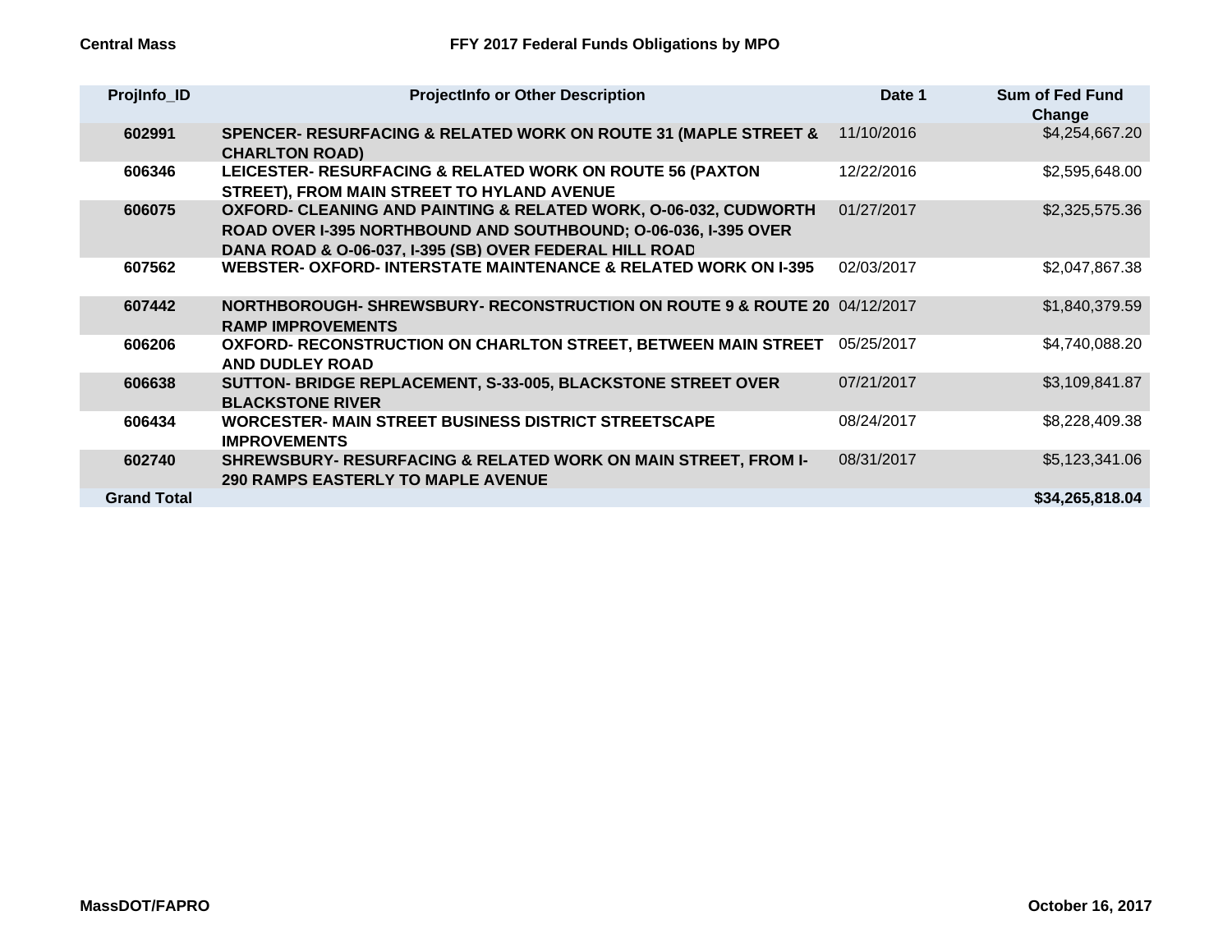**Central Mass** **FFY 2017 Federal Funds Obligations by MPO**

| ProjInfo_ID | ProjectInfo or Other Description | Date 1 | Sum of Fed Fund Change |
|---|---|---|---|
| 602991 | SPENCER- RESURFACING & RELATED WORK ON ROUTE 31 (MAPLE STREET & CHARLTON ROAD) | 11/10/2016 | $4,254,667.20 |
| 606346 | LEICESTER- RESURFACING & RELATED WORK ON ROUTE 56 (PAXTON STREET), FROM MAIN STREET TO HYLAND AVENUE | 12/22/2016 | $2,595,648.00 |
| 606075 | OXFORD- CLEANING AND PAINTING & RELATED WORK, O-06-032, CUDWORTH ROAD OVER I-395 NORTHBOUND AND SOUTHBOUND; O-06-036, I-395 OVER DANA ROAD & O-06-037, I-395 (SB) OVER FEDERAL HILL ROAD | 01/27/2017 | $2,325,575.36 |
| 607562 | WEBSTER- OXFORD- INTERSTATE MAINTENANCE & RELATED WORK ON I-395 | 02/03/2017 | $2,047,867.38 |
| 607442 | NORTHBOROUGH- SHREWSBURY- RECONSTRUCTION ON ROUTE 9 & ROUTE 20 RAMP IMPROVEMENTS | 04/12/2017 | $1,840,379.59 |
| 606206 | OXFORD- RECONSTRUCTION ON CHARLTON STREET, BETWEEN MAIN STREET AND DUDLEY ROAD | 05/25/2017 | $4,740,088.20 |
| 606638 | SUTTON- BRIDGE REPLACEMENT, S-33-005, BLACKSTONE STREET OVER BLACKSTONE RIVER | 07/21/2017 | $3,109,841.87 |
| 606434 | WORCESTER- MAIN STREET BUSINESS DISTRICT STREETSCAPE IMPROVEMENTS | 08/24/2017 | $8,228,409.38 |
| 602740 | SHREWSBURY- RESURFACING & RELATED WORK ON MAIN STREET, FROM I-290 RAMPS EASTERLY TO MAPLE AVENUE | 08/31/2017 | $5,123,341.06 |
| **Grand Total** | | | **$34,265,818.04** |

**MassDOT/FAPRO** **October 16, 2017**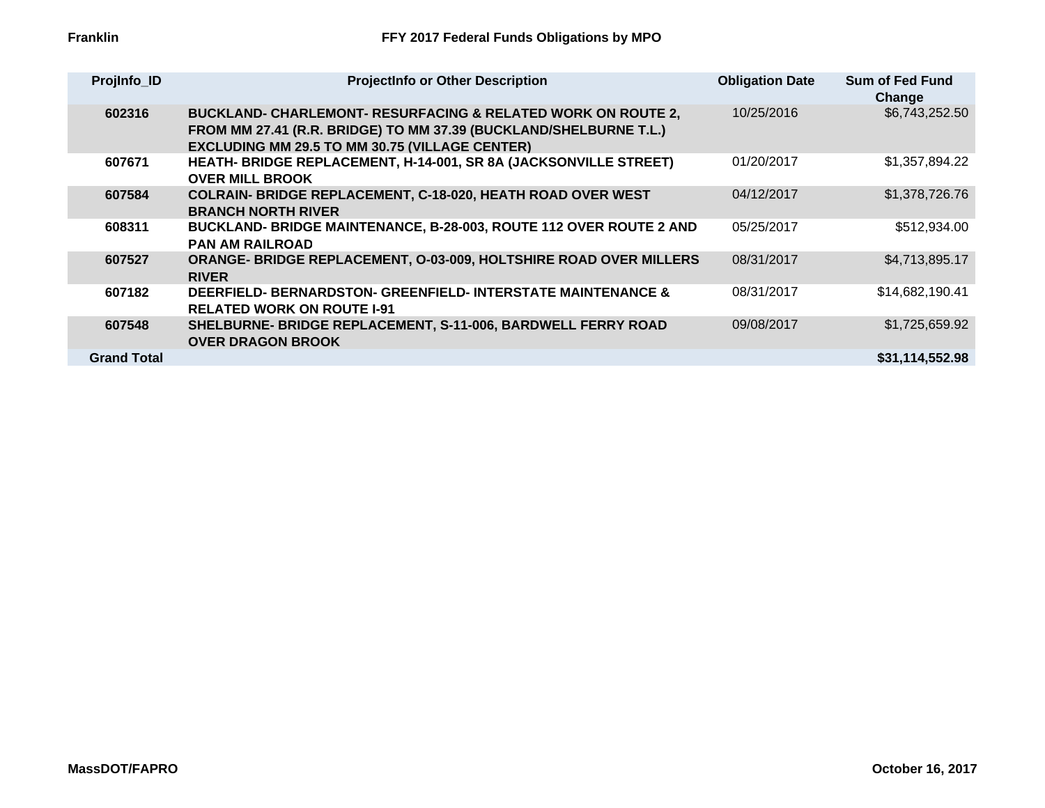**Franklin** **FFY 2017 Federal Funds Obligations by MPO**

| ProjInfo_ID | ProjectInfo or Other Description | Obligation Date | Sum of Fed Fund Change |
|---|---|---|---|
| 602316 | BUCKLAND- CHARLEMONT- RESURFACING & RELATED WORK ON ROUTE 2, FROM MM 27.41 (R.R. BRIDGE) TO MM 37.39 (BUCKLAND/SHELBURNE T.L.) EXCLUDING MM 29.5 TO MM 30.75 (VILLAGE CENTER) | 10/25/2016 | $6,743,252.50 |
| 607671 | HEATH- BRIDGE REPLACEMENT, H-14-001, SR 8A (JACKSONVILLE STREET) OVER MILL BROOK | 01/20/2017 | $1,357,894.22 |
| 607584 | COLRAIN- BRIDGE REPLACEMENT, C-18-020, HEATH ROAD OVER WEST BRANCH NORTH RIVER | 04/12/2017 | $1,378,726.76 |
| 608311 | BUCKLAND- BRIDGE MAINTENANCE, B-28-003, ROUTE 112 OVER ROUTE 2 AND PAN AM RAILROAD | 05/25/2017 | $512,934.00 |
| 607527 | ORANGE- BRIDGE REPLACEMENT, O-03-009, HOLTSHIRE ROAD OVER MILLERS RIVER | 08/31/2017 | $4,713,895.17 |
| 607182 | DEERFIELD- BERNARDSTON- GREENFIELD- INTERSTATE MAINTENANCE & RELATED WORK ON ROUTE I-91 | 08/31/2017 | $14,682,190.41 |
| 607548 | SHELBURNE- BRIDGE REPLACEMENT, S-11-006, BARDWELL FERRY ROAD OVER DRAGON BROOK | 09/08/2017 | $1,725,659.92 |
| **Grand Total** | | | **$31,114,552.98** |

**MassDOT/FAPRO** **October 16, 2017**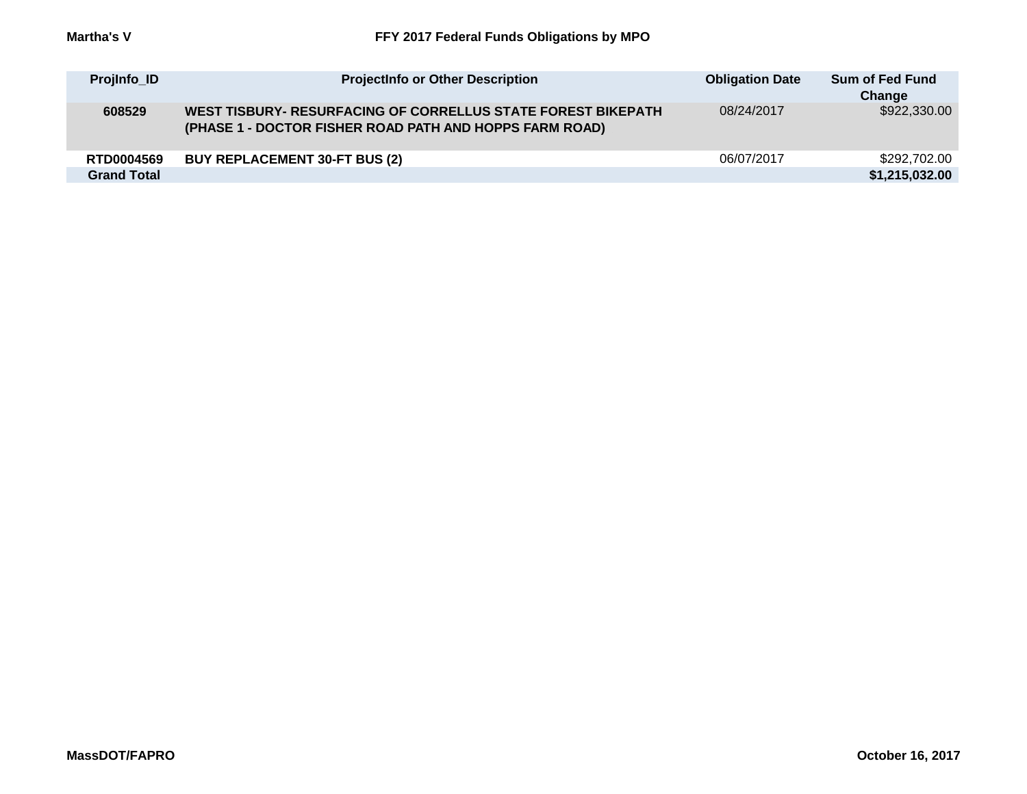Martha's V

# FFY 2017 Federal Funds Obligations by MPO

| ProjInfo_ID | ProjectInfo or Other Description | Obligation Date | Sum of Fed Fund Change |
|---|---|---|---|
| 608529 | WEST TISBURY- RESURFACING OF CORRELLUS STATE FOREST BIKEPATH (PHASE 1 - DOCTOR FISHER ROAD PATH AND HOPPS FARM ROAD) | 08/24/2017 | $922,330.00 |
| RTD0004569 | BUY REPLACEMENT 30-FT BUS (2) | 06/07/2017 | $292,702.00 |
| **Grand Total** | | | **$1,215,032.00** |

MassDOT/FAPRO

October 16, 2017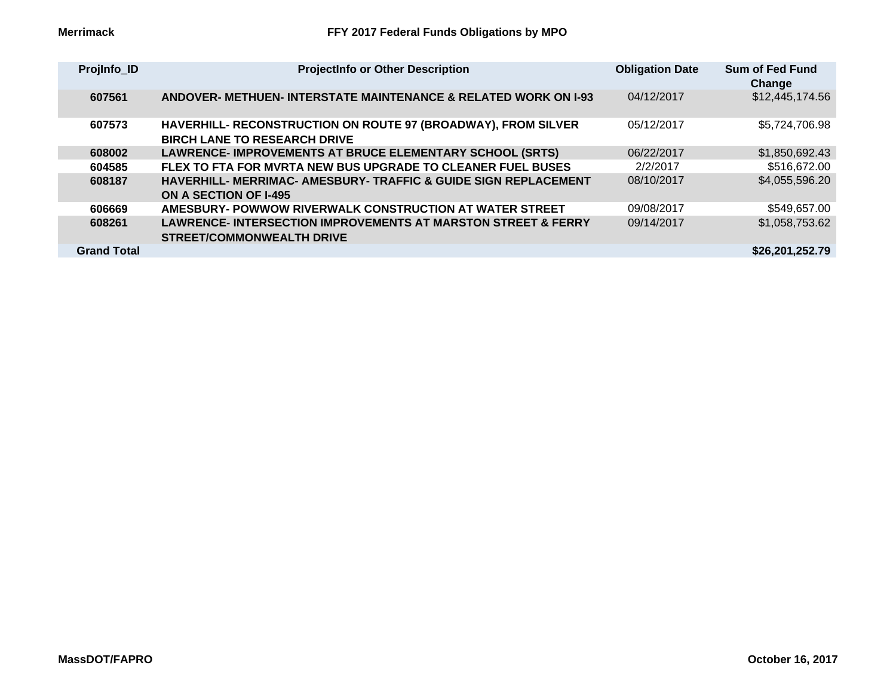Merrimack

# FFY 2017 Federal Funds Obligations by MPO

| ProjInfo_ID | ProjectInfo or Other Description | Obligation Date | Sum of Fed Fund Change |
|---|---|---|---|
| 607561 | ANDOVER- METHUEN- INTERSTATE MAINTENANCE & RELATED WORK ON I-93 | 04/12/2017 | $12,445,174.56 |
| 607573 | HAVERHILL- RECONSTRUCTION ON ROUTE 97 (BROADWAY), FROM SILVER BIRCH LANE TO RESEARCH DRIVE | 05/12/2017 | $5,724,706.98 |
| 608002 | LAWRENCE- IMPROVEMENTS AT BRUCE ELEMENTARY SCHOOL (SRTS) | 06/22/2017 | $1,850,692.43 |
| 604585 | FLEX TO FTA FOR MVRTA NEW BUS UPGRADE TO CLEANER FUEL BUSES | 2/2/2017 | $516,672.00 |
| 608187 | HAVERHILL- MERRIMAC- AMESBURY- TRAFFIC & GUIDE SIGN REPLACEMENT ON A SECTION OF I-495 | 08/10/2017 | $4,055,596.20 |
| 606669 | AMESBURY- POWWOW RIVERWALK CONSTRUCTION AT WATER STREET | 09/08/2017 | $549,657.00 |
| 608261 | LAWRENCE- INTERSECTION IMPROVEMENTS AT MARSTON STREET & FERRY STREET/COMMONWEALTH DRIVE | 09/14/2017 | $1,058,753.62 |
| **Grand Total** | | | **$26,201,252.79** |

MassDOT/FAPRO

October 16, 2017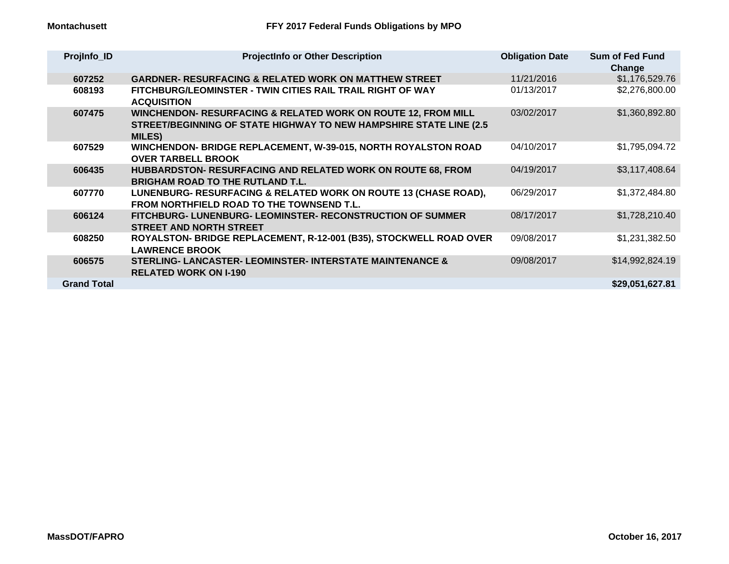Montachusett

# FFY 2017 Federal Funds Obligations by MPO

| ProjInfo_ID | ProjectInfo or Other Description | Obligation Date | Sum of Fed Fund Change |
|---|---|---|---|
| 607252 | GARDNER- RESURFACING & RELATED WORK ON MATTHEW STREET | 11/21/2016 | $1,176,529.76 |
| 608193 | FITCHBURG/LEOMINSTER - TWIN CITIES RAIL TRAIL RIGHT OF WAY ACQUISITION | 01/13/2017 | $2,276,800.00 |
| 607475 | WINCHENDON- RESURFACING & RELATED WORK ON ROUTE 12, FROM MILL STREET/BEGINNING OF STATE HIGHWAY TO NEW HAMPSHIRE STATE LINE (2.5 MILES) | 03/02/2017 | $1,360,892.80 |
| 607529 | WINCHENDON- BRIDGE REPLACEMENT, W-39-015, NORTH ROYALSTON ROAD OVER TARBELL BROOK | 04/10/2017 | $1,795,094.72 |
| 606435 | HUBBARDSTON- RESURFACING AND RELATED WORK ON ROUTE 68, FROM BRIGHAM ROAD TO THE RUTLAND T.L. | 04/19/2017 | $3,117,408.64 |
| 607770 | LUNENBURG- RESURFACING & RELATED WORK ON ROUTE 13 (CHASE ROAD), FROM NORTHFIELD ROAD TO THE TOWNSEND T.L. | 06/29/2017 | $1,372,484.80 |
| 606124 | FITCHBURG- LUNENBURG- LEOMINSTER- RECONSTRUCTION OF SUMMER STREET AND NORTH STREET | 08/17/2017 | $1,728,210.40 |
| 608250 | ROYALSTON- BRIDGE REPLACEMENT, R-12-001 (B35), STOCKWELL ROAD OVER LAWRENCE BROOK | 09/08/2017 | $1,231,382.50 |
| 606575 | STERLING- LANCASTER- LEOMINSTER- INTERSTATE MAINTENANCE & RELATED WORK ON I-190 | 09/08/2017 | $14,992,824.19 |
| **Grand Total** | | | **$29,051,627.81** |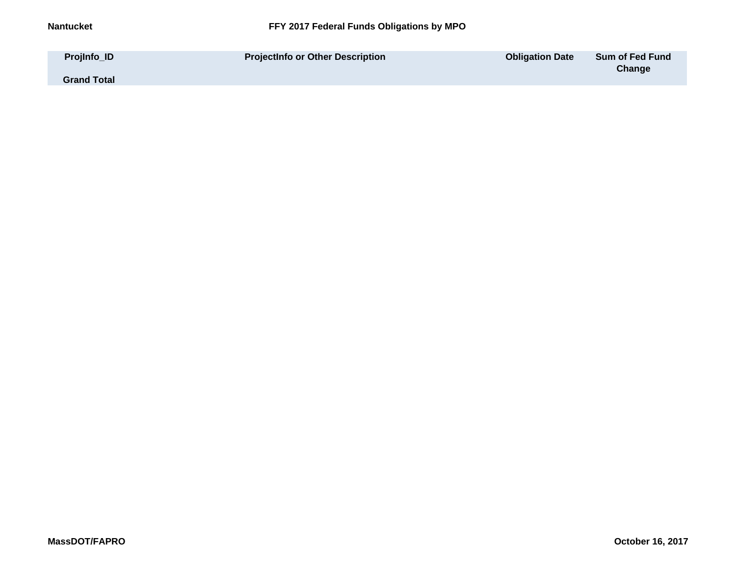Nantucket

# FFY 2017 Federal Funds Obligations by MPO

| ProjInfo_ID | ProjectInfo or Other Description | Obligation Date | Sum of Fed Fund Change |
|---|---|---|---|
| Grand Total | | | |

MassDOT/FAPRO

October 16, 2017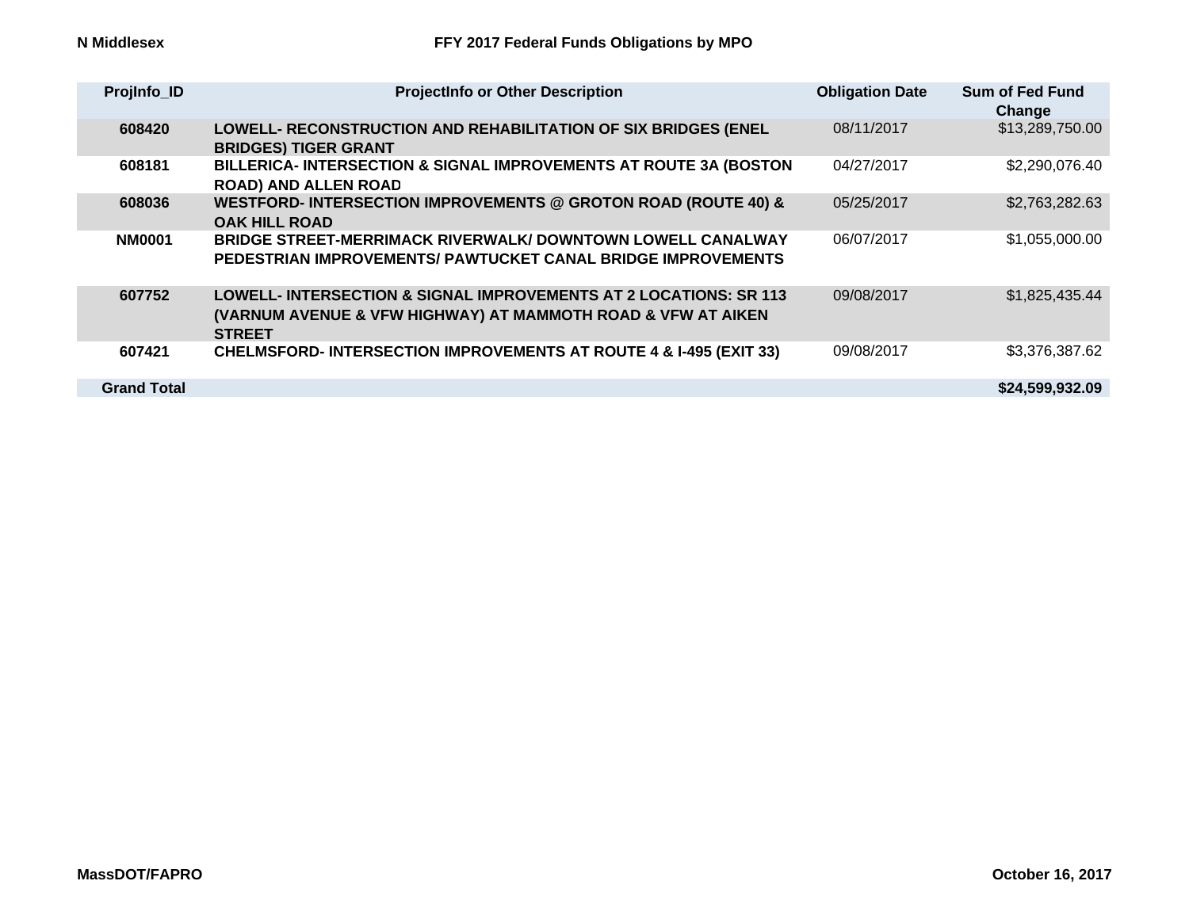N Middlesex

## FFY 2017 Federal Funds Obligations by MPO

| ProjInfo_ID | ProjectInfo or Other Description | Obligation Date | Sum of Fed Fund Change |
|---|---|---|---|
| **608420** | **LOWELL- RECONSTRUCTION AND REHABILITATION OF SIX BRIDGES (ENEL BRIDGES) TIGER GRANT** | 08/11/2017 | $13,289,750.00 |
| **608181** | **BILLERICA- INTERSECTION & SIGNAL IMPROVEMENTS AT ROUTE 3A (BOSTON ROAD) AND ALLEN ROAD** | 04/27/2017 | $2,290,076.40 |
| **608036** | **WESTFORD- INTERSECTION IMPROVEMENTS @ GROTON ROAD (ROUTE 40) & OAK HILL ROAD** | 05/25/2017 | $2,763,282.63 |
| **NM0001** | **BRIDGE STREET-MERRIMACK RIVERWALK/ DOWNTOWN LOWELL CANALWAY PEDESTRIAN IMPROVEMENTS/ PAWTUCKET CANAL BRIDGE IMPROVEMENTS** | 06/07/2017 | $1,055,000.00 |
| **607752** | **LOWELL- INTERSECTION & SIGNAL IMPROVEMENTS AT 2 LOCATIONS: SR 113 (VARNUM AVENUE & VFW HIGHWAY) AT MAMMOTH ROAD & VFW AT AIKEN STREET** | 09/08/2017 | $1,825,435.44 |
| **607421** | **CHELMSFORD- INTERSECTION IMPROVEMENTS AT ROUTE 4 & I-495 (EXIT 33)** | 09/08/2017 | $3,376,387.62 |
| **Grand Total** | | | **$24,599,932.09** |

MassDOT/FAPRO

October 16, 2017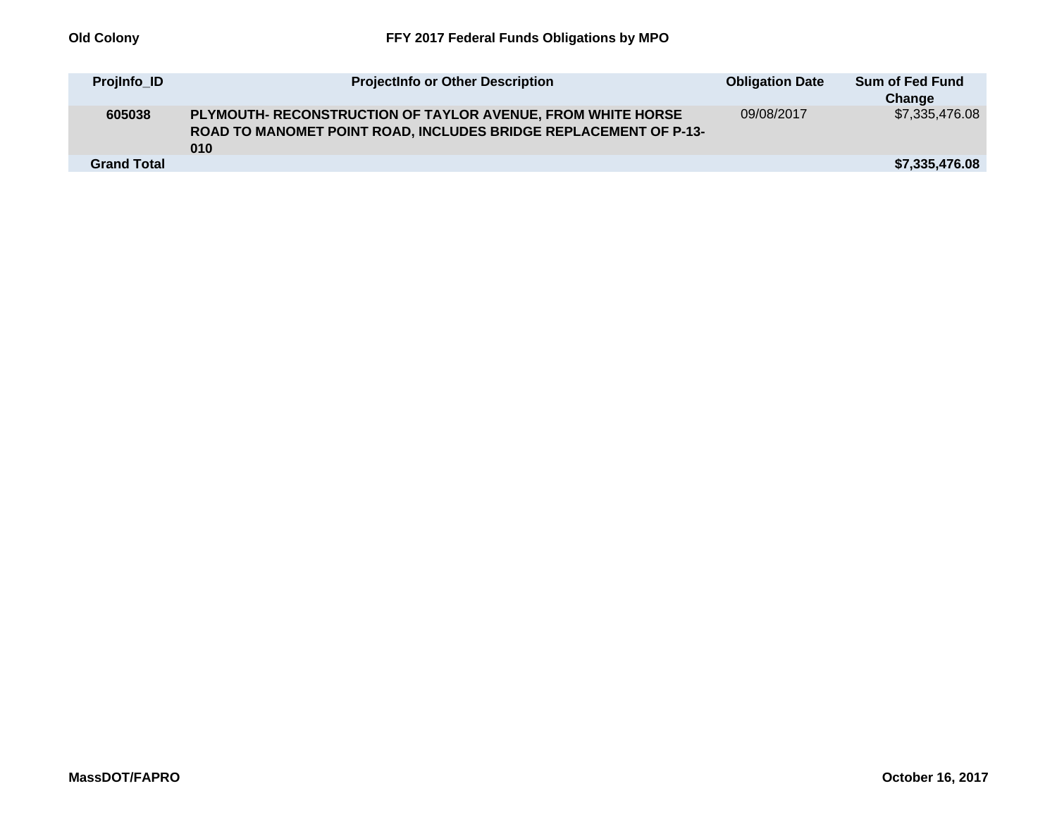Old Colony

# FFY 2017 Federal Funds Obligations by MPO

| ProjInfo_ID | ProjectInfo or Other Description | Obligation Date | Sum of Fed Fund Change |
|---|---|---|---|
| **605038** | **PLYMOUTH- RECONSTRUCTION OF TAYLOR AVENUE, FROM WHITE HORSE ROAD TO MANOMET POINT ROAD, INCLUDES BRIDGE REPLACEMENT OF P-13-010** | 09/08/2017 | $7,335,476.08 |
| **Grand Total** | | | **$7,335,476.08** |

MassDOT/FAPRO

October 16, 2017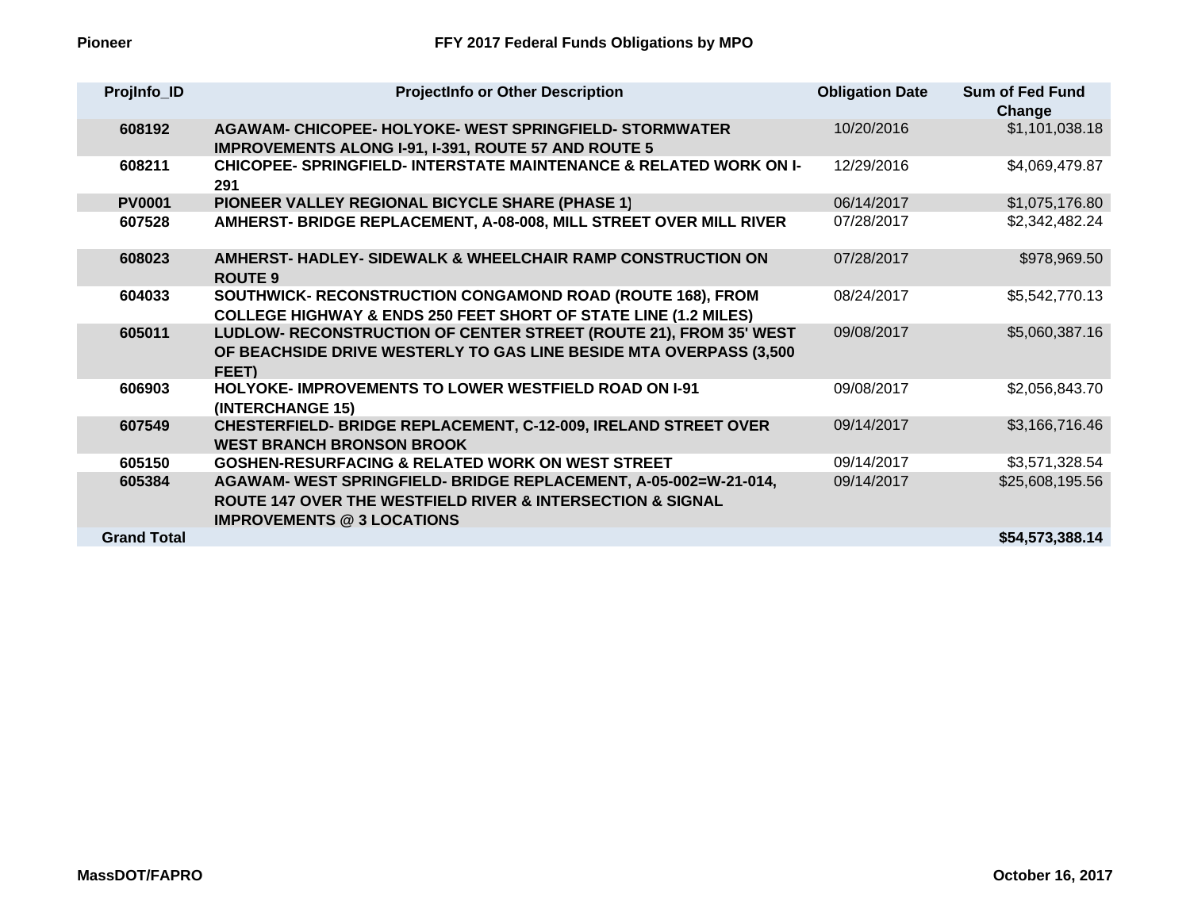Pioneer

## FFY 2017 Federal Funds Obligations by MPO

| ProjInfo_ID | ProjectInfo or Other Description | Obligation Date | Sum of Fed Fund Change |
|---|---|---|---|
| 608192 | AGAWAM- CHICOPEE- HOLYOKE- WEST SPRINGFIELD- STORMWATER IMPROVEMENTS ALONG I-91, I-391, ROUTE 57 AND ROUTE 5 | 10/20/2016 | $1,101,038.18 |
| 608211 | CHICOPEE- SPRINGFIELD- INTERSTATE MAINTENANCE & RELATED WORK ON I-291 | 12/29/2016 | $4,069,479.87 |
| PV0001 | PIONEER VALLEY REGIONAL BICYCLE SHARE (PHASE 1) | 06/14/2017 | $1,075,176.80 |
| 607528 | AMHERST- BRIDGE REPLACEMENT, A-08-008, MILL STREET OVER MILL RIVER | 07/28/2017 | $2,342,482.24 |
| 608023 | AMHERST- HADLEY- SIDEWALK & WHEELCHAIR RAMP CONSTRUCTION ON ROUTE 9 | 07/28/2017 | $978,969.50 |
| 604033 | SOUTHWICK- RECONSTRUCTION CONGAMOND ROAD (ROUTE 168), FROM COLLEGE HIGHWAY & ENDS 250 FEET SHORT OF STATE LINE (1.2 MILES) | 08/24/2017 | $5,542,770.13 |
| 605011 | LUDLOW- RECONSTRUCTION OF CENTER STREET (ROUTE 21), FROM 35' WEST OF BEACHSIDE DRIVE WESTERLY TO GAS LINE BESIDE MTA OVERPASS (3,500 FEET) | 09/08/2017 | $5,060,387.16 |
| 606903 | HOLYOKE- IMPROVEMENTS TO LOWER WESTFIELD ROAD ON I-91 (INTERCHANGE 15) | 09/08/2017 | $2,056,843.70 |
| 607549 | CHESTERFIELD- BRIDGE REPLACEMENT, C-12-009, IRELAND STREET OVER WEST BRANCH BRONSON BROOK | 09/14/2017 | $3,166,716.46 |
| 605150 | GOSHEN-RESURFACING & RELATED WORK ON WEST STREET | 09/14/2017 | $3,571,328.54 |
| 605384 | AGAWAM- WEST SPRINGFIELD- BRIDGE REPLACEMENT, A-05-002=W-21-014, ROUTE 147 OVER THE WESTFIELD RIVER & INTERSECTION & SIGNAL IMPROVEMENTS @ 3 LOCATIONS | 09/14/2017 | $25,608,195.56 |
| **Grand Total** | | | **$54,573,388.14** |

MassDOT/FAPRO

October 16, 2017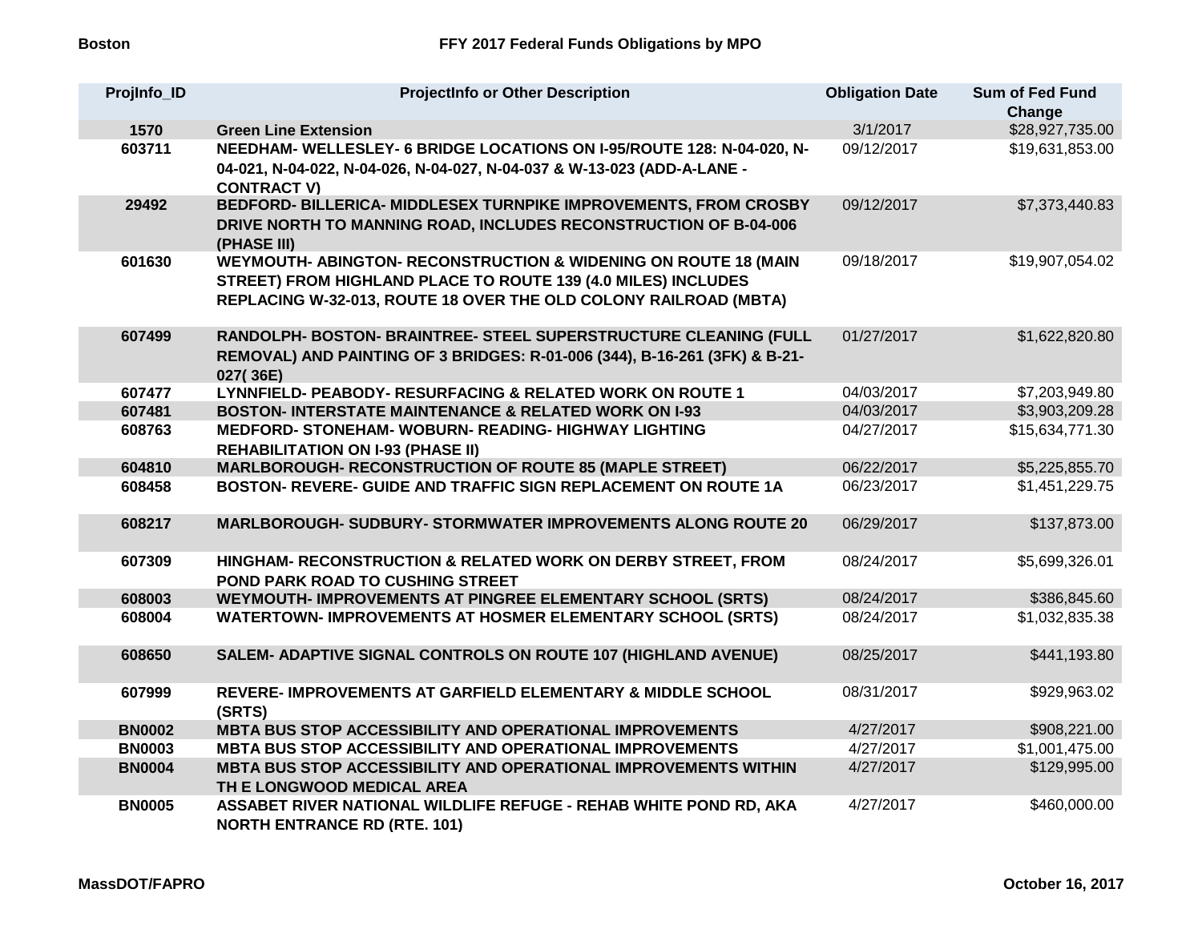Boston

# FFY 2017 Federal Funds Obligations by MPO

| ProjInfo_ID | ProjectInfo or Other Description | Obligation Date | Sum of Fed Fund Change |
|---|---|---|---|
| 1570 | Green Line Extension | 3/1/2017 | $28,927,735.00 |
| 603711 | NEEDHAM- WELLESLEY- 6 BRIDGE LOCATIONS ON I-95/ROUTE 128: N-04-020, N-04-021, N-04-022, N-04-026, N-04-027, N-04-037 & W-13-023 (ADD-A-LANE - CONTRACT V) | 09/12/2017 | $19,631,853.00 |
| 29492 | BEDFORD- BILLERICA- MIDDLESEX TURNPIKE IMPROVEMENTS, FROM CROSBY DRIVE NORTH TO MANNING ROAD, INCLUDES RECONSTRUCTION OF B-04-006 (PHASE III) | 09/12/2017 | $7,373,440.83 |
| 601630 | WEYMOUTH- ABINGTON- RECONSTRUCTION & WIDENING ON ROUTE 18 (MAIN STREET) FROM HIGHLAND PLACE TO ROUTE 139 (4.0 MILES) INCLUDES REPLACING W-32-013, ROUTE 18 OVER THE OLD COLONY RAILROAD (MBTA) | 09/18/2017 | $19,907,054.02 |
| 607499 | RANDOLPH- BOSTON- BRAINTREE- STEEL SUPERSTRUCTURE CLEANING (FULL REMOVAL) AND PAINTING OF 3 BRIDGES: R-01-006 (344), B-16-261 (3FK) & B-21-027( 36E) | 01/27/2017 | $1,622,820.80 |
| 607477 | LYNNFIELD- PEABODY- RESURFACING & RELATED WORK ON ROUTE 1 | 04/03/2017 | $7,203,949.80 |
| 607481 | BOSTON- INTERSTATE MAINTENANCE & RELATED WORK ON I-93 | 04/03/2017 | $3,903,209.28 |
| 608763 | MEDFORD- STONEHAM- WOBURN- READING- HIGHWAY LIGHTING REHABILITATION ON I-93 (PHASE II) | 04/27/2017 | $15,634,771.30 |
| 604810 | MARLBOROUGH- RECONSTRUCTION OF ROUTE 85 (MAPLE STREET) | 06/22/2017 | $5,225,855.70 |
| 608458 | BOSTON- REVERE- GUIDE AND TRAFFIC SIGN REPLACEMENT ON ROUTE 1A | 06/23/2017 | $1,451,229.75 |
| 608217 | MARLBOROUGH- SUDBURY- STORMWATER IMPROVEMENTS ALONG ROUTE 20 | 06/29/2017 | $137,873.00 |
| 607309 | HINGHAM- RECONSTRUCTION & RELATED WORK ON DERBY STREET, FROM POND PARK ROAD TO CUSHING STREET | 08/24/2017 | $5,699,326.01 |
| 608003 | WEYMOUTH- IMPROVEMENTS AT PINGREE ELEMENTARY SCHOOL (SRTS) | 08/24/2017 | $386,845.60 |
| 608004 | WATERTOWN- IMPROVEMENTS AT HOSMER ELEMENTARY SCHOOL (SRTS) | 08/24/2017 | $1,032,835.38 |
| 608650 | SALEM- ADAPTIVE SIGNAL CONTROLS ON ROUTE 107 (HIGHLAND AVENUE) | 08/25/2017 | $441,193.80 |
| 607999 | REVERE- IMPROVEMENTS AT GARFIELD ELEMENTARY & MIDDLE SCHOOL (SRTS) | 08/31/2017 | $929,963.02 |
| BN0002 | MBTA BUS STOP ACCESSIBILITY AND OPERATIONAL IMPROVEMENTS | 4/27/2017 | $908,221.00 |
| BN0003 | MBTA BUS STOP ACCESSIBILITY AND OPERATIONAL IMPROVEMENTS | 4/27/2017 | $1,001,475.00 |
| BN0004 | MBTA BUS STOP ACCESSIBILITY AND OPERATIONAL IMPROVEMENTS WITHIN TH E LONGWOOD MEDICAL AREA | 4/27/2017 | $129,995.00 |
| BN0005 | ASSABET RIVER NATIONAL WILDLIFE REFUGE - REHAB WHITE POND RD, AKA NORTH ENTRANCE RD (RTE. 101) | 4/27/2017 | $460,000.00 |

MassDOT/FAPRO October 16, 2017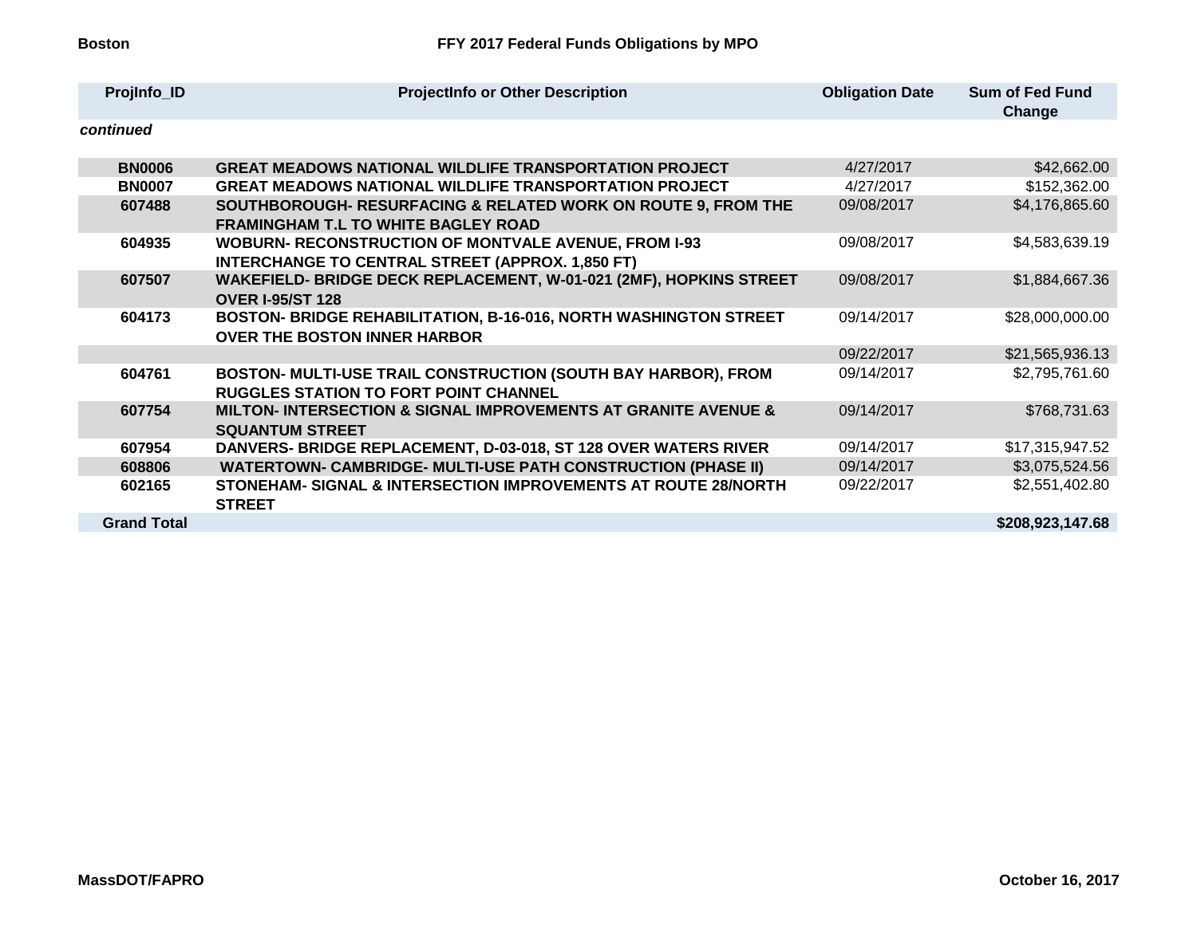| ProjInfo_ID | ProjectInfo or Other Description | Obligation Date | Sum of Fed Fund Change |
|---|---|---|---|
| *continued* | | | |
| BN0006 | GREAT MEADOWS NATIONAL WILDLIFE TRANSPORTATION PROJECT | 4/27/2017 | $42,662.00 |
| BN0007 | GREAT MEADOWS NATIONAL WILDLIFE TRANSPORTATION PROJECT | 4/27/2017 | $152,362.00 |
| 607488 | SOUTHBOROUGH- RESURFACING & RELATED WORK ON ROUTE 9, FROM THE FRAMINGHAM T.L TO WHITE BAGLEY ROAD | 09/08/2017 | $4,176,865.60 |
| 604935 | WOBURN- RECONSTRUCTION OF MONTVALE AVENUE, FROM I-93 INTERCHANGE TO CENTRAL STREET (APPROX. 1,850 FT) | 09/08/2017 | $4,583,639.19 |
| 607507 | WAKEFIELD- BRIDGE DECK REPLACEMENT, W-01-021 (2MF), HOPKINS STREET OVER I-95/ST 128 | 09/08/2017 | $1,884,667.36 |
| 604173 | BOSTON- BRIDGE REHABILITATION, B-16-016, NORTH WASHINGTON STREET OVER THE BOSTON INNER HARBOR | 09/14/2017 | $28,000,000.00 |
| | | 09/22/2017 | $21,565,936.13 |
| 604761 | BOSTON- MULTI-USE TRAIL CONSTRUCTION (SOUTH BAY HARBOR), FROM RUGGLES STATION TO FORT POINT CHANNEL | 09/14/2017 | $2,795,761.60 |
| 607754 | MILTON- INTERSECTION & SIGNAL IMPROVEMENTS AT GRANITE AVENUE & SQUANTUM STREET | 09/14/2017 | $768,731.63 |
| 607954 | DANVERS- BRIDGE REPLACEMENT, D-03-018, ST 128 OVER WATERS RIVER | 09/14/2017 | $17,315,947.52 |
| 608806 | WATERTOWN- CAMBRIDGE- MULTI-USE PATH CONSTRUCTION (PHASE II) | 09/14/2017 | $3,075,524.56 |
| 602165 | STONEHAM- SIGNAL & INTERSECTION IMPROVEMENTS AT ROUTE 28/NORTH STREET | 09/22/2017 | $2,551,402.80 |
| **Grand Total** | | | **$208,923,147.68** |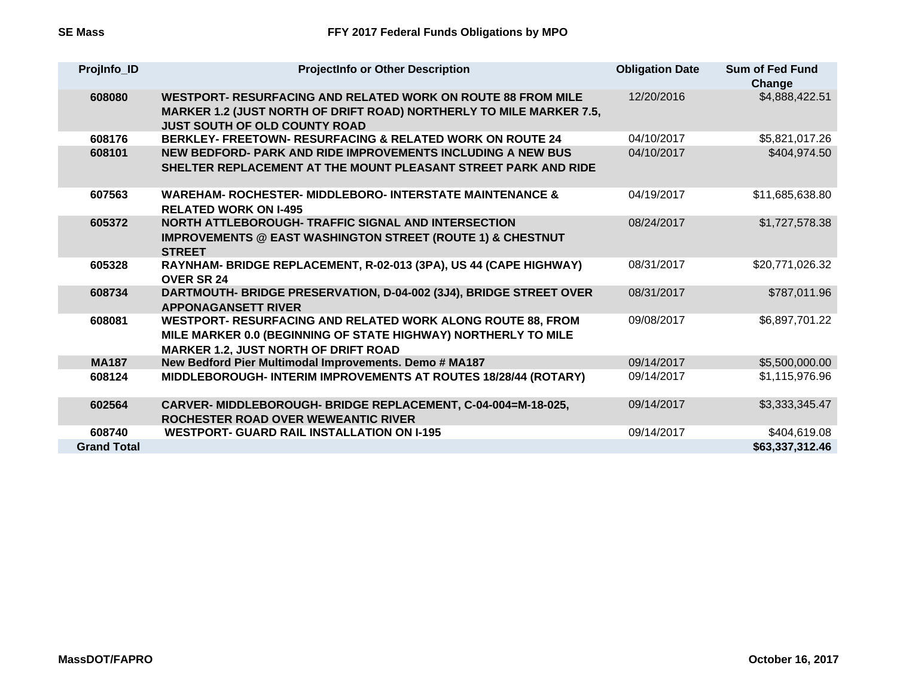**SE Mass** **FFY 2017 Federal Funds Obligations by MPO**

| ProjInfo_ID | ProjectInfo or Other Description | Obligation Date | Sum of Fed Fund Change |
|---|---|---|---|
| 608080 | WESTPORT- RESURFACING AND RELATED WORK ON ROUTE 88 FROM MILE MARKER 1.2 (JUST NORTH OF DRIFT ROAD) NORTHERLY TO MILE MARKER 7.5, JUST SOUTH OF OLD COUNTY ROAD | 12/20/2016 | $4,888,422.51 |
| 608176 | BERKLEY- FREETOWN- RESURFACING & RELATED WORK ON ROUTE 24 | 04/10/2017 | $5,821,017.26 |
| 608101 | NEW BEDFORD- PARK AND RIDE IMPROVEMENTS INCLUDING A NEW BUS SHELTER REPLACEMENT AT THE MOUNT PLEASANT STREET PARK AND RIDE | 04/10/2017 | $404,974.50 |
| 607563 | WAREHAM- ROCHESTER- MIDDLEBORO- INTERSTATE MAINTENANCE & RELATED WORK ON I-495 | 04/19/2017 | $11,685,638.80 |
| 605372 | NORTH ATTLEBOROUGH- TRAFFIC SIGNAL AND INTERSECTION IMPROVEMENTS @ EAST WASHINGTON STREET (ROUTE 1) & CHESTNUT STREET | 08/24/2017 | $1,727,578.38 |
| 605328 | RAYNHAM- BRIDGE REPLACEMENT, R-02-013 (3PA), US 44 (CAPE HIGHWAY) OVER SR 24 | 08/31/2017 | $20,771,026.32 |
| 608734 | DARTMOUTH- BRIDGE PRESERVATION, D-04-002 (3J4), BRIDGE STREET OVER APPONAGANSETT RIVER | 08/31/2017 | $787,011.96 |
| 608081 | WESTPORT- RESURFACING AND RELATED WORK ALONG ROUTE 88, FROM MILE MARKER 0.0 (BEGINNING OF STATE HIGHWAY) NORTHERLY TO MILE MARKER 1.2, JUST NORTH OF DRIFT ROAD | 09/08/2017 | $6,897,701.22 |
| MA187 | New Bedford Pier Multimodal Improvements. Demo # MA187 | 09/14/2017 | $5,500,000.00 |
| 608124 | MIDDLEBOROUGH- INTERIM IMPROVEMENTS AT ROUTES 18/28/44 (ROTARY) | 09/14/2017 | $1,115,976.96 |
| 602564 | CARVER- MIDDLEBOROUGH- BRIDGE REPLACEMENT, C-04-004=M-18-025, ROCHESTER ROAD OVER WEWEANTIC RIVER | 09/14/2017 | $3,333,345.47 |
| 608740 | WESTPORT- GUARD RAIL INSTALLATION ON I-195 | 09/14/2017 | $404,619.08 |
| **Grand Total** | | | **$63,337,312.46** |

**MassDOT/FAPRO** **October 16, 2017**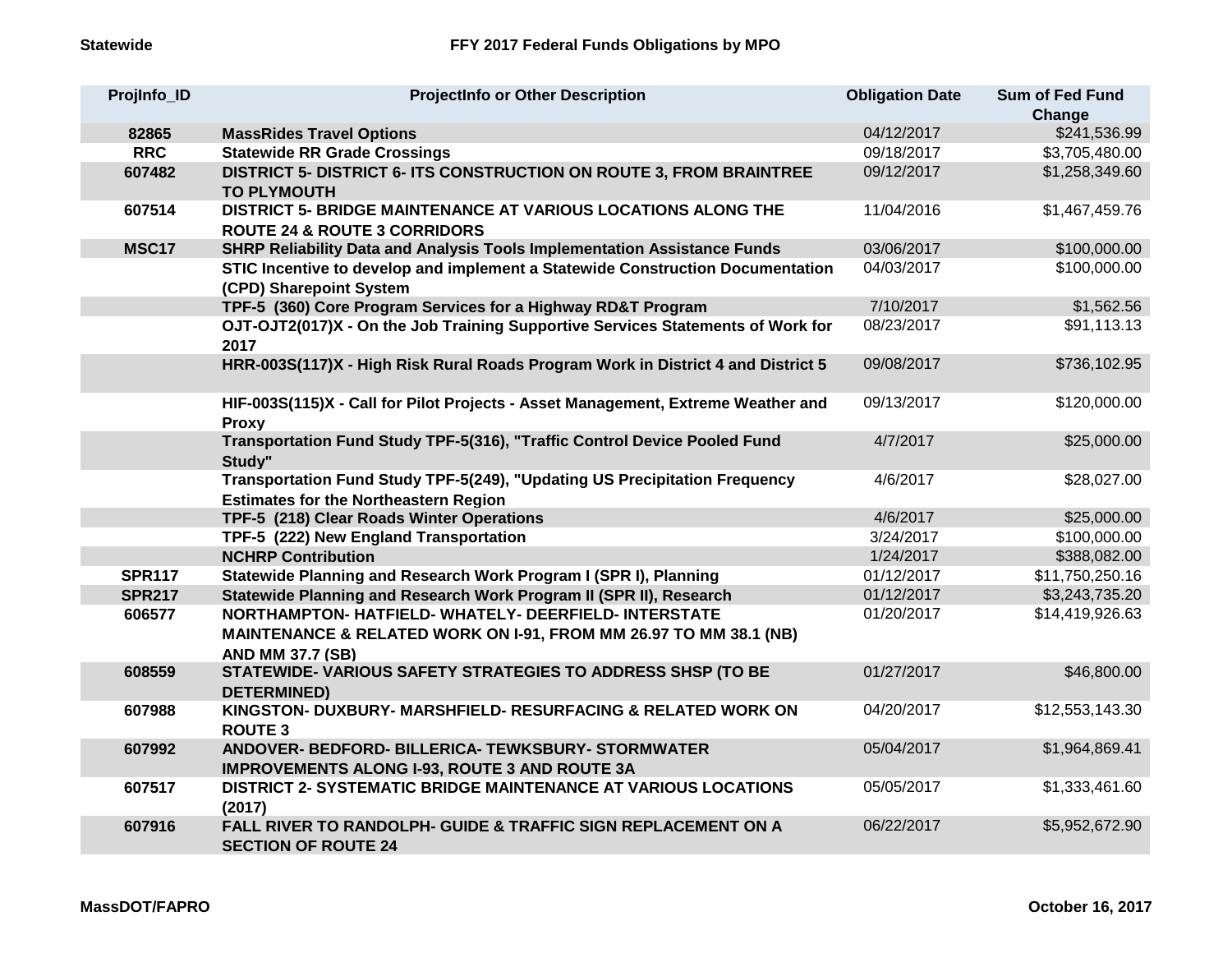**Statewide** **FFY 2017 Federal Funds Obligations by MPO**

| ProjInfo_ID | ProjectInfo or Other Description | Obligation Date | Sum of Fed Fund Change |
|---|---|---|---|
| 82865 | MassRides Travel Options | 04/12/2017 | $241,536.99 |
| RRC | Statewide RR Grade Crossings | 09/18/2017 | $3,705,480.00 |
| 607482 | DISTRICT 5- DISTRICT 6- ITS CONSTRUCTION ON ROUTE 3, FROM BRAINTREE TO PLYMOUTH | 09/12/2017 | $1,258,349.60 |
| 607514 | DISTRICT 5- BRIDGE MAINTENANCE AT VARIOUS LOCATIONS ALONG THE ROUTE 24 & ROUTE 3 CORRIDORS | 11/04/2016 | $1,467,459.76 |
| MSC17 | SHRP Reliability Data and Analysis Tools Implementation Assistance Funds | 03/06/2017 | $100,000.00 |
| | STIC Incentive to develop and implement a Statewide Construction Documentation (CPD) Sharepoint System | 04/03/2017 | $100,000.00 |
| | TPF-5 (360) Core Program Services for a Highway RD&T Program | 7/10/2017 | $1,562.56 |
| | OJT-OJT2(017)X - On the Job Training Supportive Services Statements of Work for 2017 | 08/23/2017 | $91,113.13 |
| | HRR-003S(117)X - High Risk Rural Roads Program Work in District 4 and District 5 | 09/08/2017 | $736,102.95 |
| | HIF-003S(115)X - Call for Pilot Projects - Asset Management, Extreme Weather and Proxy | 09/13/2017 | $120,000.00 |
| | Transportation Fund Study TPF-5(316), "Traffic Control Device Pooled Fund Study" | 4/7/2017 | $25,000.00 |
| | Transportation Fund Study TPF-5(249), "Updating US Precipitation Frequency Estimates for the Northeastern Region | 4/6/2017 | $28,027.00 |
| | TPF-5 (218) Clear Roads Winter Operations | 4/6/2017 | $25,000.00 |
| | TPF-5 (222) New England Transportation | 3/24/2017 | $100,000.00 |
| | NCHRP Contribution | 1/24/2017 | $388,082.00 |
| SPR117 | Statewide Planning and Research Work Program I (SPR I), Planning | 01/12/2017 | $11,750,250.16 |
| SPR217 | Statewide Planning and Research Work Program II (SPR II), Research | 01/12/2017 | $3,243,735.20 |
| 606577 | NORTHAMPTON- HATFIELD- WHATELY- DEERFIELD- INTERSTATE MAINTENANCE & RELATED WORK ON I-91, FROM MM 26.97 TO MM 38.1 (NB) AND MM 37.7 (SB) | 01/20/2017 | $14,419,926.63 |
| 608559 | STATEWIDE- VARIOUS SAFETY STRATEGIES TO ADDRESS SHSP (TO BE DETERMINED) | 01/27/2017 | $46,800.00 |
| 607988 | KINGSTON- DUXBURY- MARSHFIELD- RESURFACING & RELATED WORK ON ROUTE 3 | 04/20/2017 | $12,553,143.30 |
| 607992 | ANDOVER- BEDFORD- BILLERICA- TEWKSBURY- STORMWATER IMPROVEMENTS ALONG I-93, ROUTE 3 AND ROUTE 3A | 05/04/2017 | $1,964,869.41 |
| 607517 | DISTRICT 2- SYSTEMATIC BRIDGE MAINTENANCE AT VARIOUS LOCATIONS (2017) | 05/05/2017 | $1,333,461.60 |
| 607916 | FALL RIVER TO RANDOLPH- GUIDE & TRAFFIC SIGN REPLACEMENT ON A SECTION OF ROUTE 24 | 06/22/2017 | $5,952,672.90 |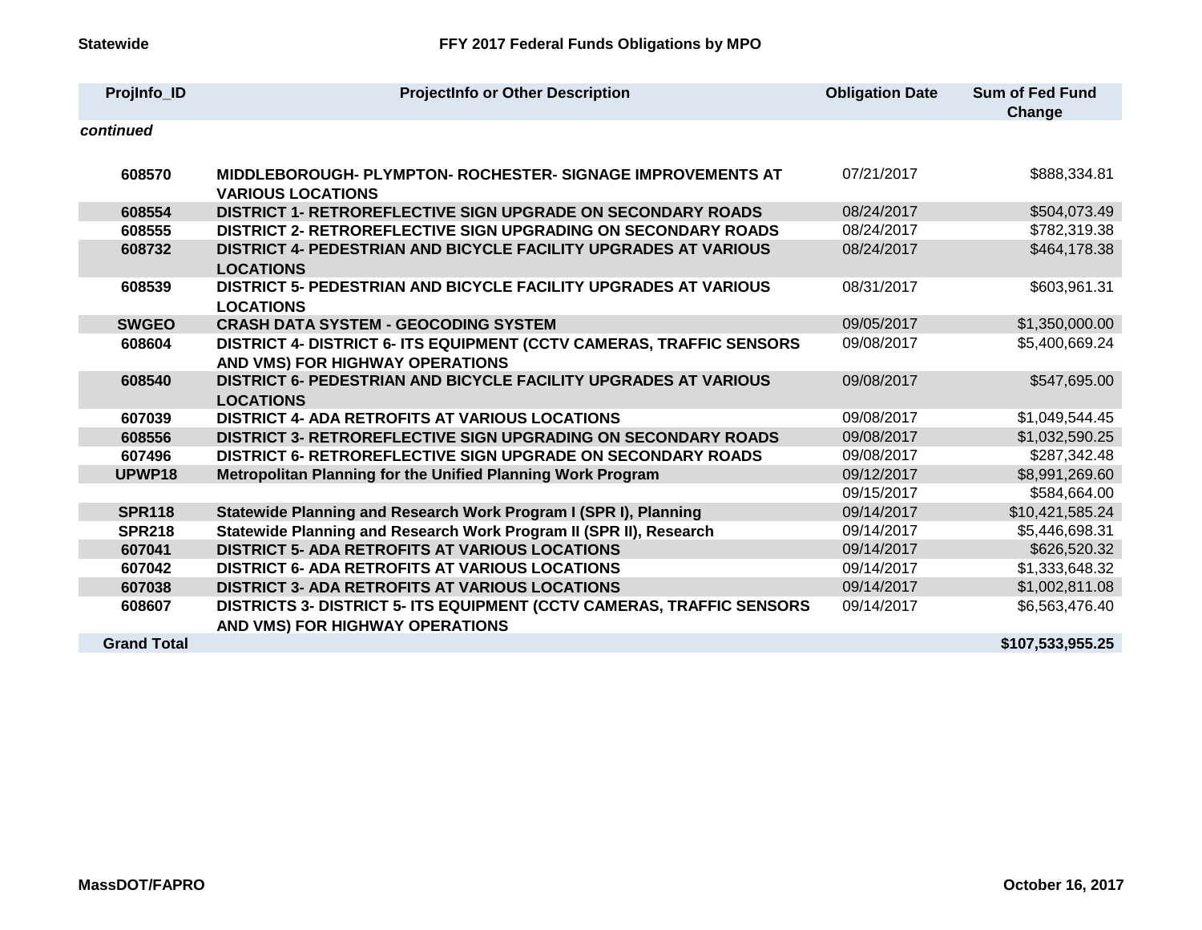**Statewide** **FFY 2017 Federal Funds Obligations by MPO**

| ProjInfo_ID | ProjectInfo or Other Description | Obligation Date | Sum of Fed Fund Change |
|---|---|---|---|
| *continued* | | | |
| 608570 | MIDDLEBOROUGH- PLYMPTON- ROCHESTER- SIGNAGE IMPROVEMENTS AT VARIOUS LOCATIONS | 07/21/2017 | $888,334.81 |
| 608554 | DISTRICT 1- RETROREFLECTIVE SIGN UPGRADE ON SECONDARY ROADS | 08/24/2017 | $504,073.49 |
| 608555 | DISTRICT 2- RETROREFLECTIVE SIGN UPGRADING ON SECONDARY ROADS | 08/24/2017 | $782,319.38 |
| 608732 | DISTRICT 4- PEDESTRIAN AND BICYCLE FACILITY UPGRADES AT VARIOUS LOCATIONS | 08/24/2017 | $464,178.38 |
| 608539 | DISTRICT 5- PEDESTRIAN AND BICYCLE FACILITY UPGRADES AT VARIOUS LOCATIONS | 08/31/2017 | $603,961.31 |
| SWGEO | CRASH DATA SYSTEM - GEOCODING SYSTEM | 09/05/2017 | $1,350,000.00 |
| 608604 | DISTRICT 4- DISTRICT 6- ITS EQUIPMENT (CCTV CAMERAS, TRAFFIC SENSORS AND VMS) FOR HIGHWAY OPERATIONS | 09/08/2017 | $5,400,669.24 |
| 608540 | DISTRICT 6- PEDESTRIAN AND BICYCLE FACILITY UPGRADES AT VARIOUS LOCATIONS | 09/08/2017 | $547,695.00 |
| 607039 | DISTRICT 4- ADA RETROFITS AT VARIOUS LOCATIONS | 09/08/2017 | $1,049,544.45 |
| 608556 | DISTRICT 3- RETROREFLECTIVE SIGN UPGRADING ON SECONDARY ROADS | 09/08/2017 | $1,032,590.25 |
| 607496 | DISTRICT 6- RETROREFLECTIVE SIGN UPGRADE ON SECONDARY ROADS | 09/08/2017 | $287,342.48 |
| UPWP18 | Metropolitan Planning for the Unified Planning Work Program | 09/12/2017 | $8,991,269.60 |
| | | 09/15/2017 | $584,664.00 |
| SPR118 | Statewide Planning and Research Work Program I (SPR I), Planning | 09/14/2017 | $10,421,585.24 |
| SPR218 | Statewide Planning and Research Work Program II (SPR II), Research | 09/14/2017 | $5,446,698.31 |
| 607041 | DISTRICT 5- ADA RETROFITS AT VARIOUS LOCATIONS | 09/14/2017 | $626,520.32 |
| 607042 | DISTRICT 6- ADA RETROFITS AT VARIOUS LOCATIONS | 09/14/2017 | $1,333,648.32 |
| 607038 | DISTRICT 3- ADA RETROFITS AT VARIOUS LOCATIONS | 09/14/2017 | $1,002,811.08 |
| 608607 | DISTRICTS 3- DISTRICT 5- ITS EQUIPMENT (CCTV CAMERAS, TRAFFIC SENSORS AND VMS) FOR HIGHWAY OPERATIONS | 09/14/2017 | $6,563,476.40 |
| **Grand Total** | | | **$107,533,955.25** |

**MassDOT/FAPRO** **October 16, 2017**